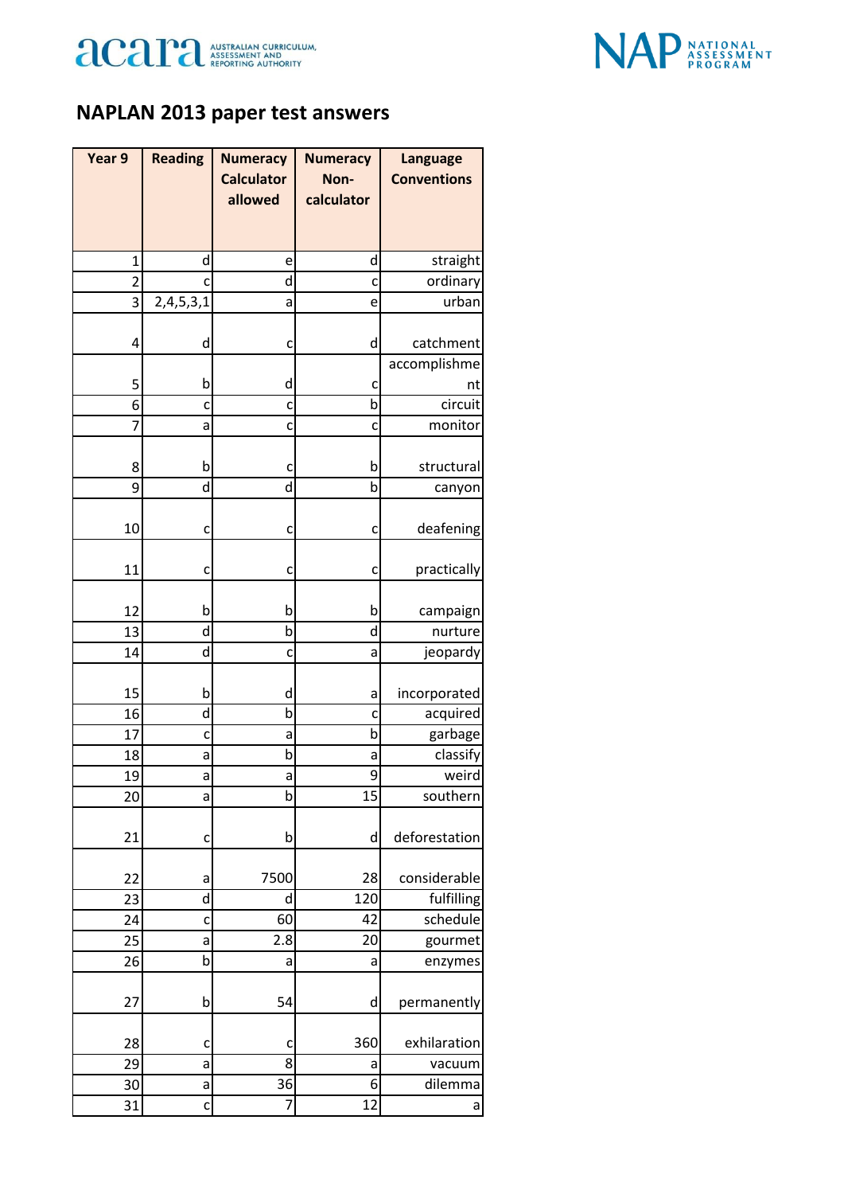# NAPLAN 2013 paper test answers

| Year 9 | Reading | Numeracy Calculator allowed | Numeracy Non-calculator | Language Conventions |
|---|---|---|---|---|
| 1 | d | e | d | straight |
| 2 | c | d | c | ordinary |
| 3 | 2,4,5,3,1 | a | e | urban |
| 4 | d | c | d | catchment |
| 5 | b | d | c | accomplishment |
| 6 | c | c | b | circuit |
| 7 | a | c | c | monitor |
| 8 | b | c | b | structural |
| 9 | d | d | b | canyon |
| 10 | c | c | c | deafening |
| 11 | c | c | c | practically |
| 12 | b | b | b | campaign |
| 13 | d | b | d | nurture |
| 14 | d | c | a | jeopardy |
| 15 | b | d | a | incorporated |
| 16 | d | b | c | acquired |
| 17 | c | a | b | garbage |
| 18 | a | b | a | classify |
| 19 | a | a | 9 | weird |
| 20 | a | b | 15 | southern |
| 21 | c | b | d | deforestation |
| 22 | a | 7500 | 28 | considerable |
| 23 | d | d | 120 | fulfilling |
| 24 | c | 60 | 42 | schedule |
| 25 | a | 2.8 | 20 | gourmet |
| 26 | b | a | a | enzymes |
| 27 | b | 54 | d | permanently |
| 28 | c | c | 360 | exhilaration |
| 29 | a | 8 | a | vacuum |
| 30 | a | 36 | 6 | dilemma |
| 31 | c | 7 | 12 | a |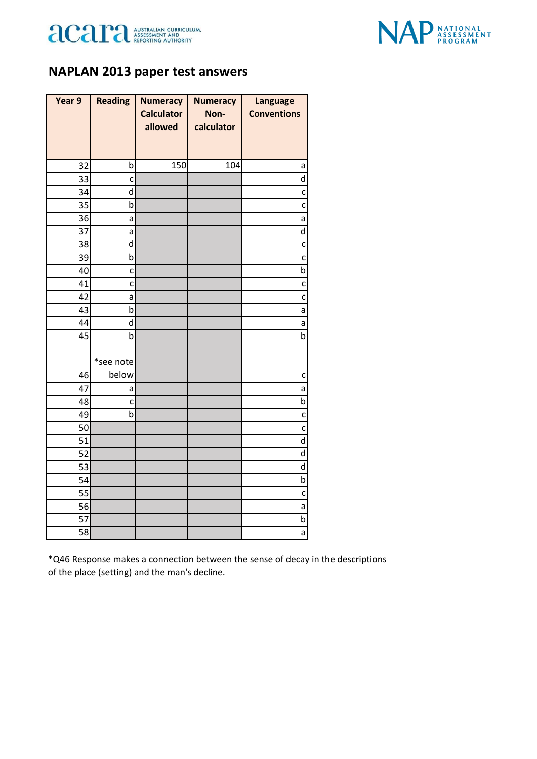## NAPLAN 2013 paper test answers

| Year 9 | Reading | Numeracy Calculator allowed | Numeracy Non-calculator | Language Conventions |
|---|---|---|---|---|
| 32 | b | 150 | 104 | a |
| 33 | c | | | d |
| 34 | d | | | c |
| 35 | b | | | c |
| 36 | a | | | a |
| 37 | a | | | d |
| 38 | d | | | c |
| 39 | b | | | c |
| 40 | c | | | b |
| 41 | c | | | c |
| 42 | a | | | c |
| 43 | b | | | a |
| 44 | d | | | a |
| 45 | b | | | b |
| 46 | *see note below | | | c |
| 47 | a | | | a |
| 48 | c | | | b |
| 49 | b | | | c |
| 50 | | | | c |
| 51 | | | | d |
| 52 | | | | d |
| 53 | | | | d |
| 54 | | | | b |
| 55 | | | | c |
| 56 | | | | a |
| 57 | | | | b |
| 58 | | | | a |

*Q46 Response makes a connection between the sense of decay in the descriptions of the place (setting) and the man's decline.